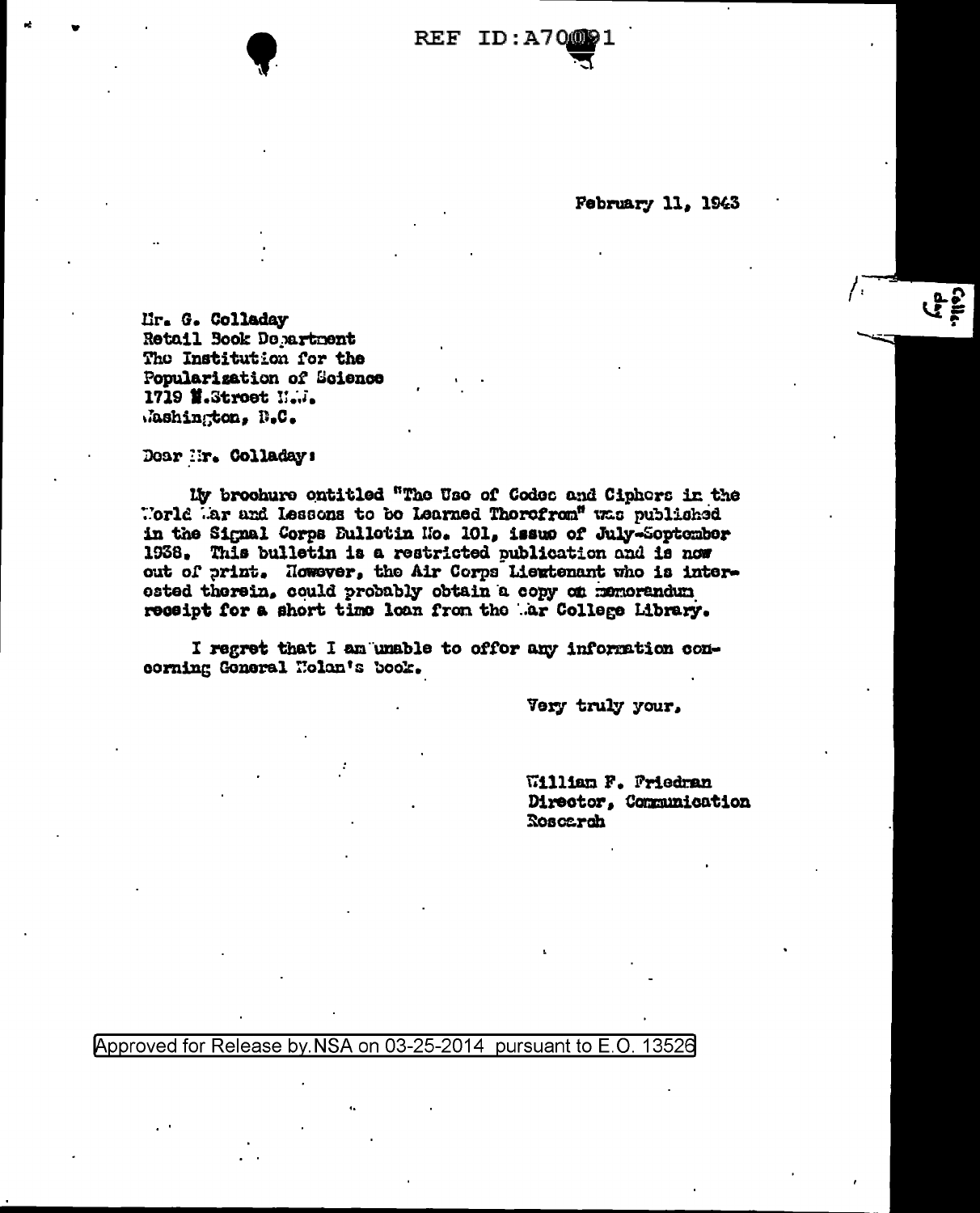REF ID:A70091

February 11, 1943

Mr. G. Colladay
Retail Book Department
The Institution for the
Popularization of Science
1719 N.Street N.W.
Washington, D.C.

Dear Mr. Colladay:

My brochure entitled "The Use of Codes and Ciphers in the World War and Lessons to be Learned Therefrom" was published in the Signal Corps Bulletin No. 101, issue of July-September 1938. This bulletin is a restricted publication and is now out of print. However, the Air Corps Lieutenant who is interested therein, could probably obtain a copy on memorandum receipt for a short time loan from the War College Library.

I regret that I am unable to offer any information concerning General Nolan's book.

Very truly your,

William F. Friedman
Director, Communication
Research

Approved for Release by NSA on 03-25-2014 pursuant to E.O. 13526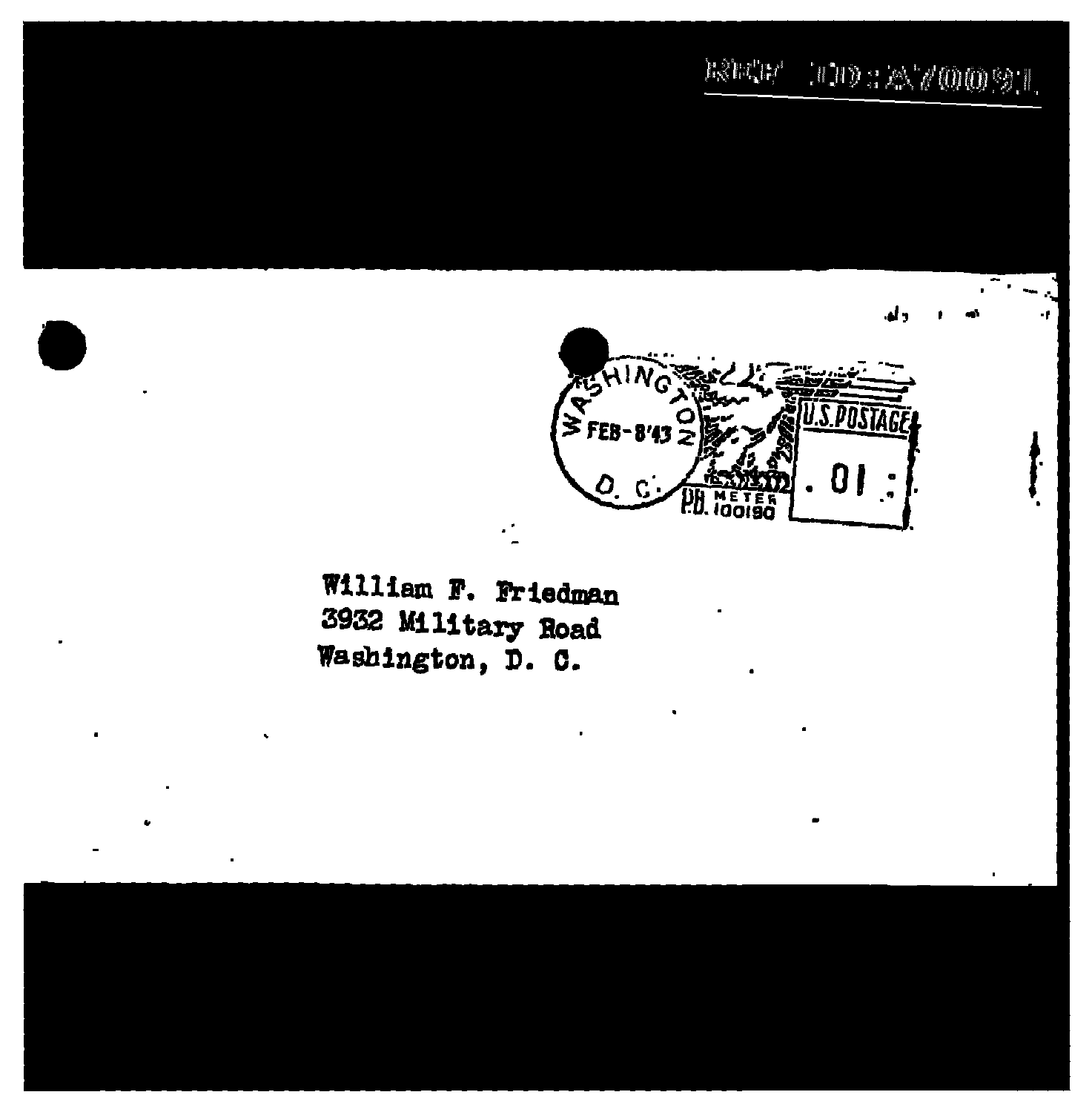REF ID:A70091

WASHINGTON
FEB-8'43
D. C.

U.S. POSTAGE
.01

P.B. METER
100190

William F. Friedman
3932 Military Road
Washington, D. C.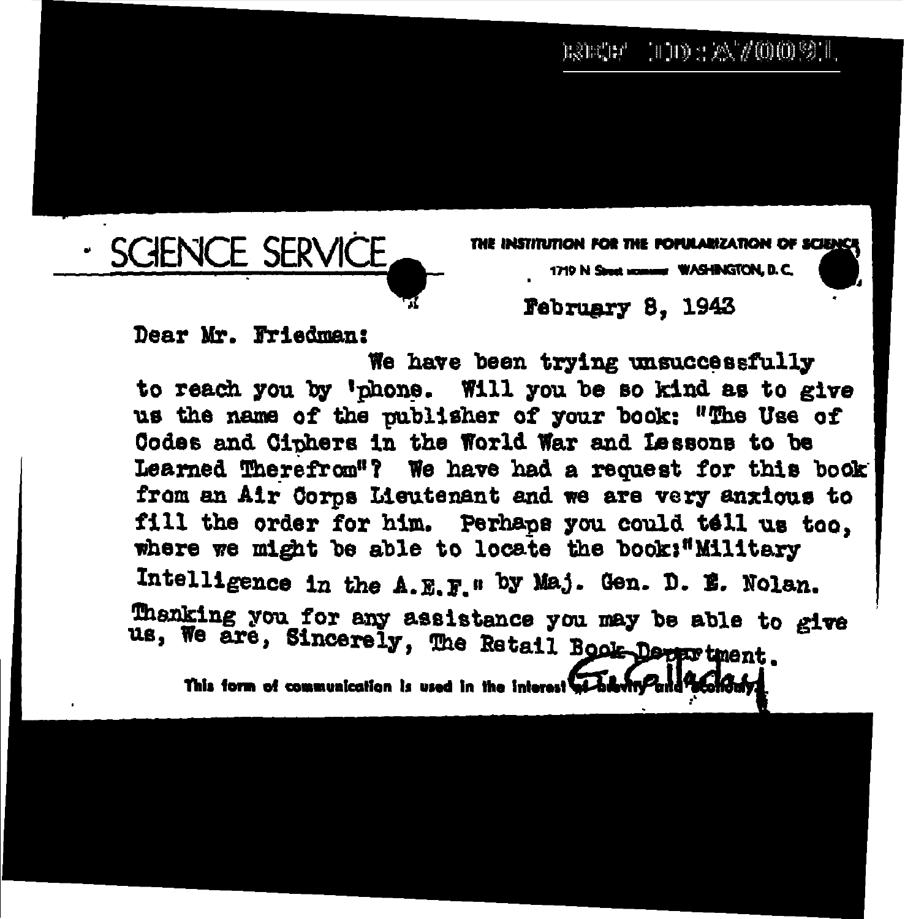REF ID:A70091

SCIENCE SERVICE

THE INSTITUTION FOR THE POPULARIZATION OF SCIENCE

1719 N Street WASHINGTON, D. C.

February 8, 1943

Dear Mr. Friedman:

We have been trying unsuccessfully to reach you by 'phone. Will you be so kind as to give us the name of the publisher of your book: "The Use of Codes and Ciphers in the World War and Lessons to be Learned Therefrom"? We have had a request for this book from an Air Corps Lieutenant and we are very anxious to fill the order for him. Perhaps you could tell us too, where we might be able to locate the book: "Military Intelligence in the A.E.F." by Maj. Gen. D. E. Nolan. Thanking you for any assistance you may be able to give us, We are, Sincerely, The Retail Book Department.

G. Calladay

This form of communication is used in the interest of brevity and economy.